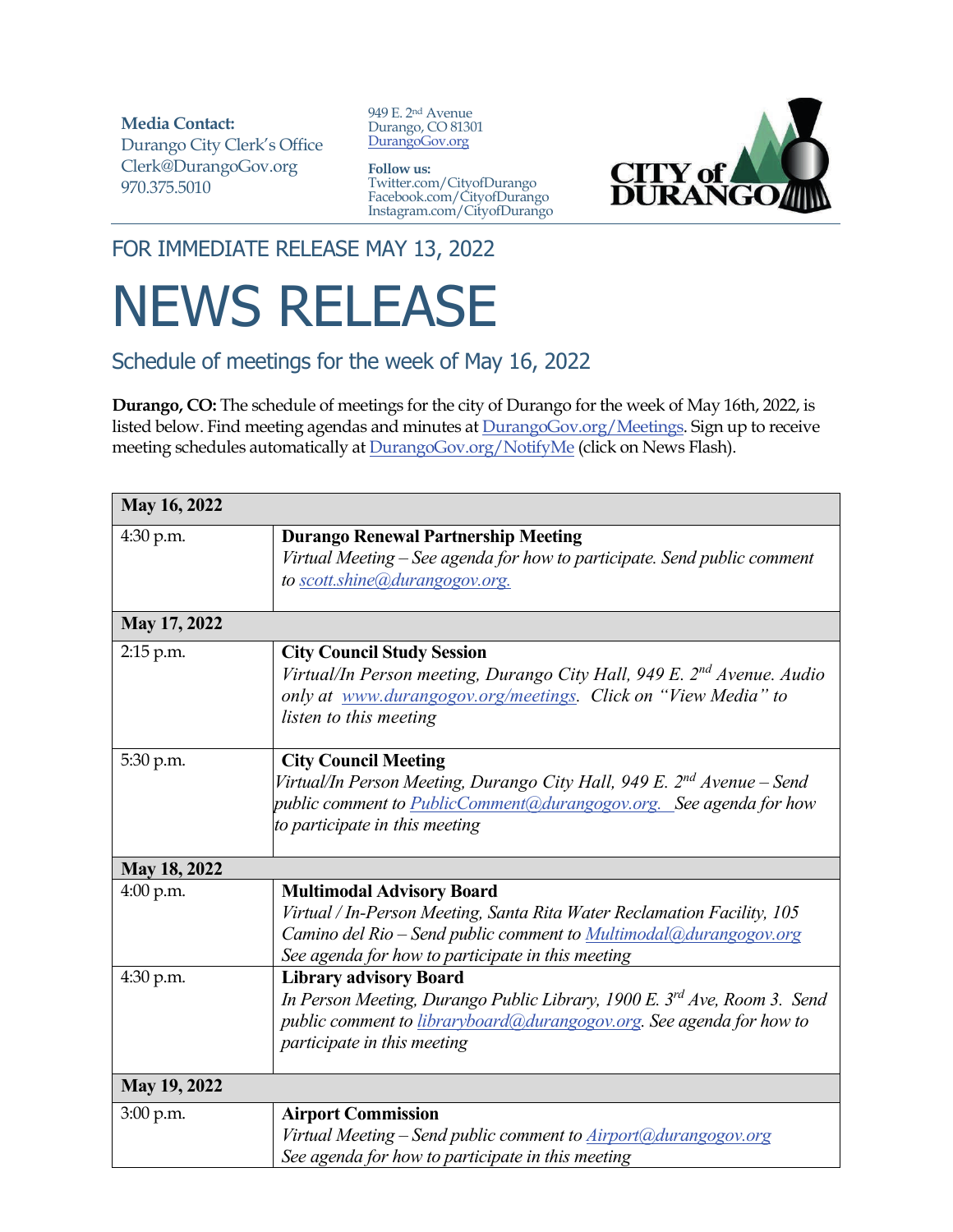**Media Contact:**
Durango City Clerk's Office
Clerk@DurangoGov.org
970.375.5010

949 E. 2nd Avenue
Durango, CO 81301
DurangoGov.org

**Follow us:**
Twitter.com/CityofDurango
Facebook.com/CityofDurango
Instagram.com/CityofDurango

CITY of DURANGO

FOR IMMEDIATE RELEASE MAY 13, 2022

# NEWS RELEASE

## Schedule of meetings for the week of May 16, 2022

**Durango, CO:** The schedule of meetings for the city of Durango for the week of May 16th, 2022, is listed below. Find meeting agendas and minutes at DurangoGov.org/Meetings. Sign up to receive meeting schedules automatically at DurangoGov.org/NotifyMe (click on News Flash).

| **May 16, 2022** | |
|---|---|
| 4:30 p.m. | **Durango Renewal Partnership Meeting**<br>*Virtual Meeting – See agenda for how to participate. Send public comment to scott.shine@durangogov.org.* |
| **May 17, 2022** | |
| 2:15 p.m. | **City Council Study Session**<br>*Virtual/In Person meeting, Durango City Hall, 949 E. 2nd Avenue. Audio only at www.durangogov.org/meetings. Click on "View Media" to listen to this meeting* |
| 5:30 p.m. | **City Council Meeting**<br>*Virtual/In Person Meeting, Durango City Hall, 949 E. 2nd Avenue – Send public comment to PublicComment@durangogov.org. See agenda for how to participate in this meeting* |
| **May 18, 2022** | |
| 4:00 p.m. | **Multimodal Advisory Board**<br>*Virtual / In-Person Meeting, Santa Rita Water Reclamation Facility, 105 Camino del Rio – Send public comment to Multimodal@durangogov.org See agenda for how to participate in this meeting* |
| 4:30 p.m. | **Library advisory Board**<br>*In Person Meeting, Durango Public Library, 1900 E. 3rd Ave, Room 3. Send public comment to libraryboard@durangogov.org. See agenda for how to participate in this meeting* |
| **May 19, 2022** | |
| 3:00 p.m. | **Airport Commission**<br>*Virtual Meeting – Send public comment to Airport@durangogov.org See agenda for how to participate in this meeting* |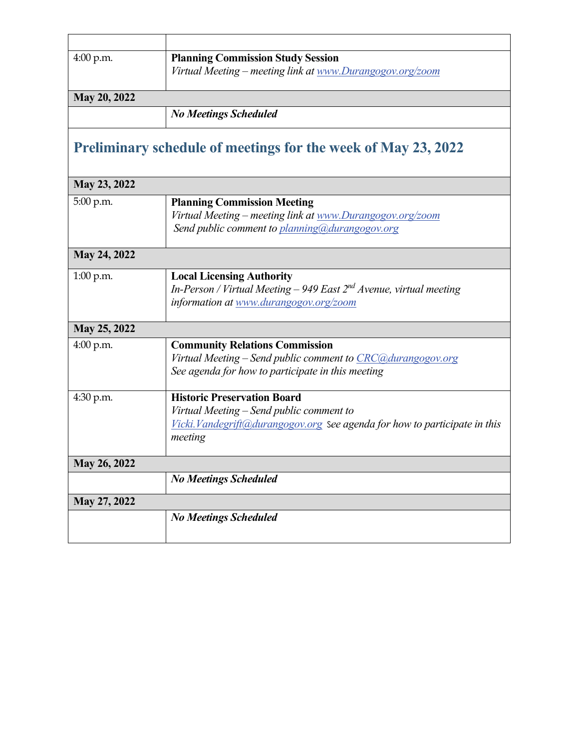| | |
|---|---|
| | |
| 4:00 p.m. | **Planning Commission Study Session**<br>*Virtual Meeting – meeting link at www.Durangogov.org/zoom* |
| **May 20, 2022** | |
| | ***No Meetings Scheduled*** |

## Preliminary schedule of meetings for the week of May 23, 2022

| | |
|---|---|
| **May 23, 2022** | |
| 5:00 p.m. | **Planning Commission Meeting**<br>*Virtual Meeting – meeting link at www.Durangogov.org/zoom*<br>*Send public comment to planning@durangogov.org* |
| **May 24, 2022** | |
| 1:00 p.m. | **Local Licensing Authority**<br>*In-Person / Virtual Meeting – 949 East 2nd Avenue, virtual meeting information at www.durangogov.org/zoom* |
| **May 25, 2022** | |
| 4:00 p.m. | **Community Relations Commission**<br>*Virtual Meeting – Send public comment to CRC@durangogov.org*<br>*See agenda for how to participate in this meeting* |
| 4:30 p.m. | **Historic Preservation Board**<br>*Virtual Meeting – Send public comment to Vicki.Vandegrift@durangogov.org See agenda for how to participate in this meeting* |
| **May 26, 2022** | |
| | ***No Meetings Scheduled*** |
| **May 27, 2022** | |
| | ***No Meetings Scheduled*** |